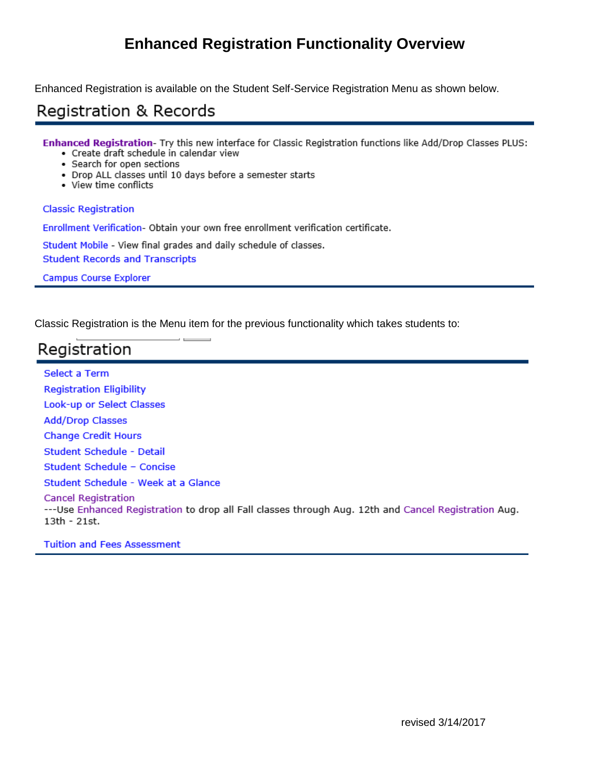# Enhanced Registration Functionality Overview

Enhanced Registration is available on the Student Self-Service Registration Menu as shown below.

## Registration & Records

**Enhanced Registration**- Try this new interface for Classic Registration functions like Add/Drop Classes PLUS:

- Create draft schedule in calendar view
- Search for open sections
- Drop ALL classes until 10 days before a semester starts
- View time conflicts

Classic Registration

Enrollment Verification- Obtain your own free enrollment verification certificate.

Student Mobile - View final grades and daily schedule of classes.

Student Records and Transcripts

Campus Course Explorer

Classic Registration is the Menu item for the previous functionality which takes students to:

## Registration

Select a Term

Registration Eligibility

Look-up or Select Classes

Add/Drop Classes

Change Credit Hours

Student Schedule - Detail

Student Schedule – Concise

Student Schedule - Week at a Glance

Cancel Registration
---Use Enhanced Registration to drop all Fall classes through Aug. 12th and Cancel Registration Aug. 13th - 21st.

Tuition and Fees Assessment

revised 3/14/2017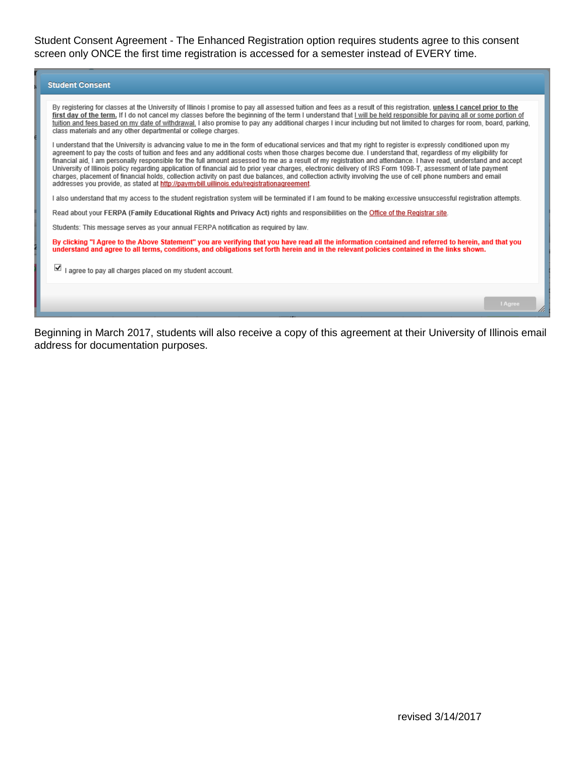Student Consent Agreement - The Enhanced Registration option requires students agree to this consent screen only ONCE the first time registration is accessed for a semester instead of EVERY time.

**Student Consent**

By registering for classes at the University of Illinois I promise to pay all assessed tuition and fees as a result of this registration, **unless I cancel prior to the first day of the term.** If I do not cancel my classes before the beginning of the term I understand that I will be held responsible for paying all or some portion of tuition and fees based on my date of withdrawal. I also promise to pay any additional charges I incur including but not limited to charges for room, board, parking, class materials and any other departmental or college charges.

I understand that the University is advancing value to me in the form of educational services and that my right to register is expressly conditioned upon my agreement to pay the costs of tuition and fees and any additional costs when those charges become due. I understand that, regardless of my eligibility for financial aid, I am personally responsible for the full amount assessed to me as a result of my registration and attendance. I have read, understand and accept University of Illinois policy regarding application of financial aid to prior year charges, electronic delivery of IRS Form 1098-T, assessment of late payment charges, placement of financial holds, collection activity on past due balances, and collection activity involving the use of cell phone numbers and email addresses you provide, as stated at http://paymybill.uillinois.edu/registrationagreement.

I also understand that my access to the student registration system will be terminated if I am found to be making excessive unsuccessful registration attempts.

Read about your **FERPA (Family Educational Rights and Privacy Act)** rights and responsibilities on the Office of the Registrar site.

Students: This message serves as your annual FERPA notification as required by law.

**By clicking "I Agree to the Above Statement" you are verifying that you have read all the information contained and referred to herein, and that you understand and agree to all terms, conditions, and obligations set forth herein and in the relevant policies contained in the links shown.**

☑ I agree to pay all charges placed on my student account.

I Agree

Beginning in March 2017, students will also receive a copy of this agreement at their University of Illinois email address for documentation purposes.

revised 3/14/2017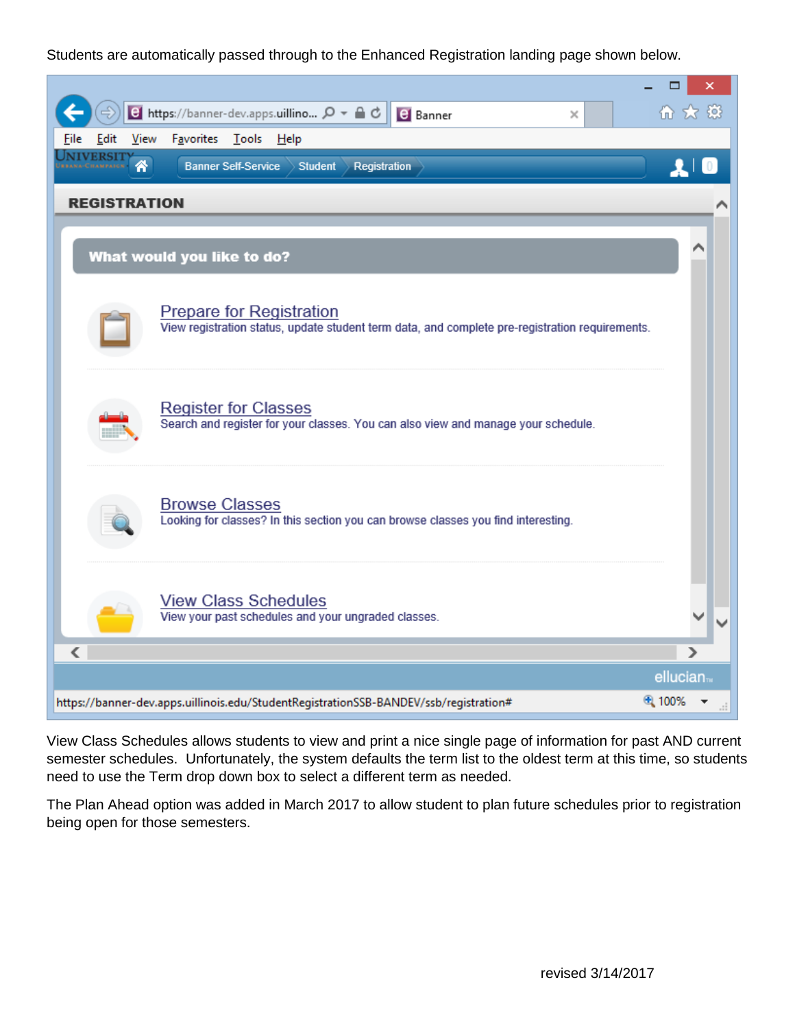Students are automatically passed through to the Enhanced Registration landing page shown below.

View Class Schedules allows students to view and print a nice single page of information for past AND current semester schedules. Unfortunately, the system defaults the term list to the oldest term at this time, so students need to use the Term drop down box to select a different term as needed.

The Plan Ahead option was added in March 2017 to allow student to plan future schedules prior to registration being open for those semesters.

revised 3/14/2017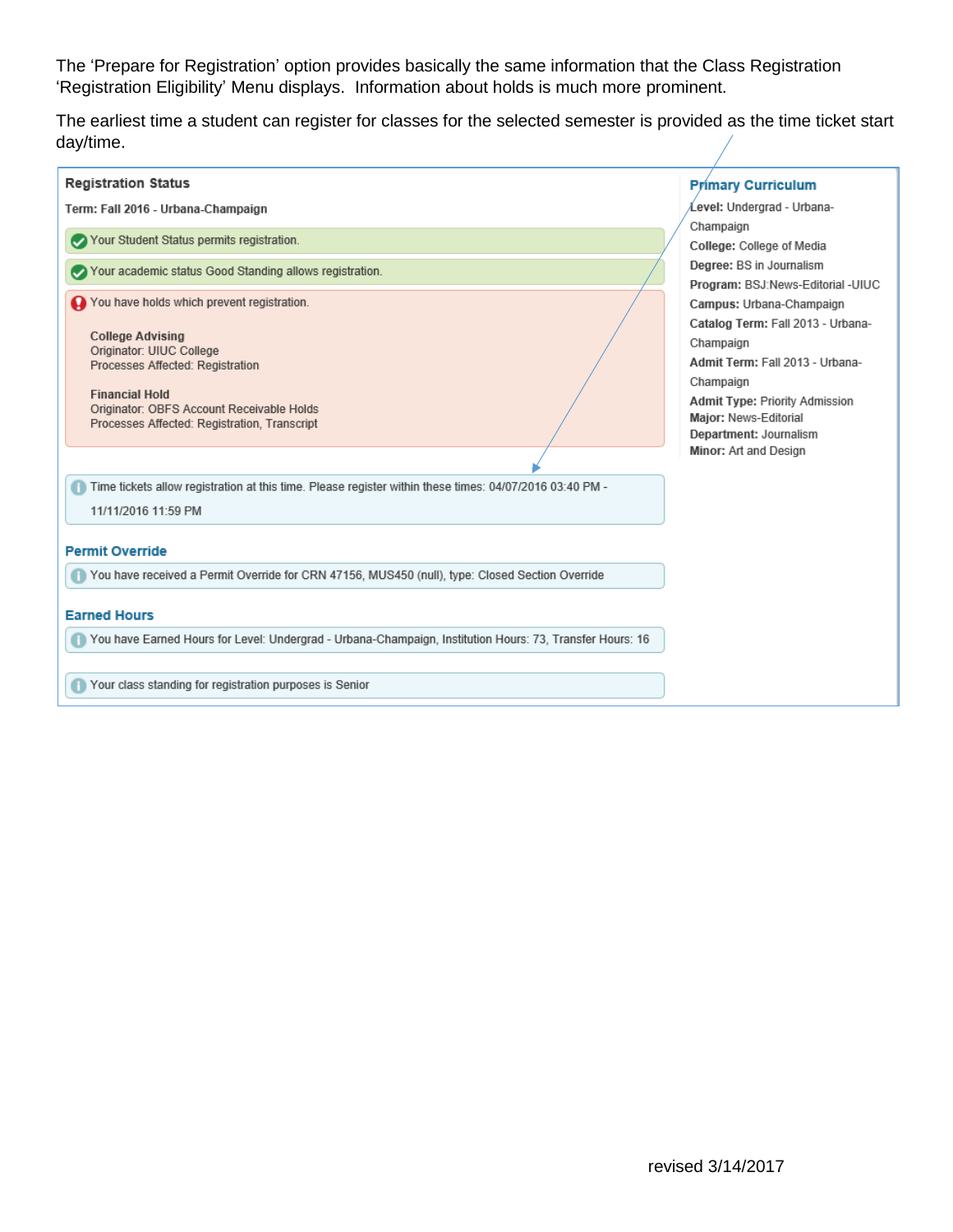The 'Prepare for Registration' option provides basically the same information that the Class Registration 'Registration Eligibility' Menu displays. Information about holds is much more prominent.

The earliest time a student can register for classes for the selected semester is provided as the time ticket start day/time.

**Registration Status**

**Term: Fall 2016 - Urbana-Champaign**

Your Student Status permits registration.

Your academic status Good Standing allows registration.

You have holds which prevent registration.

**College Advising**
Originator: UIUC College
Processes Affected: Registration

**Financial Hold**
Originator: OBFS Account Receivable Holds
Processes Affected: Registration, Transcript

Time tickets allow registration at this time. Please register within these times: 04/07/2016 03:40 PM - 11/11/2016 11:59 PM

**Permit Override**

You have received a Permit Override for CRN 47156, MUS450 (null), type: Closed Section Override

**Earned Hours**

You have Earned Hours for Level: Undergrad - Urbana-Champaign, Institution Hours: 73, Transfer Hours: 16

Your class standing for registration purposes is Senior

**Primary Curriculum**

**Level:** Undergrad - Urbana-Champaign
**College:** College of Media
**Degree:** BS in Journalism
**Program:** BSJ:News-Editorial -UIUC
**Campus:** Urbana-Champaign
**Catalog Term:** Fall 2013 - Urbana-Champaign
**Admit Term:** Fall 2013 - Urbana-Champaign
**Admit Type:** Priority Admission
**Major:** News-Editorial
**Department:** Journalism
**Minor:** Art and Design

revised 3/14/2017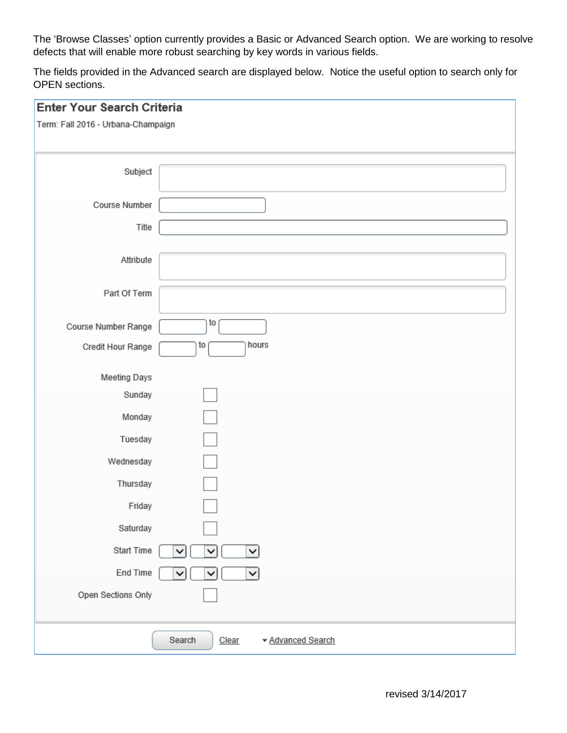The 'Browse Classes' option currently provides a Basic or Advanced Search option. We are working to resolve defects that will enable more robust searching by key words in various fields.

The fields provided in the Advanced search are displayed below. Notice the useful option to search only for OPEN sections.

**Enter Your Search Criteria**

Term: Fall 2016 - Urbana-Champaign

Subject

Course Number

Title

Attribute

Part Of Term

Course Number Range ___ to ___

Credit Hour Range ___ to ___ hours

Meeting Days

- Sunday
- Monday
- Tuesday
- Wednesday
- Thursday
- Friday
- Saturday

Start Time

End Time

Open Sections Only

Search   Clear   ▾ Advanced Search

revised 3/14/2017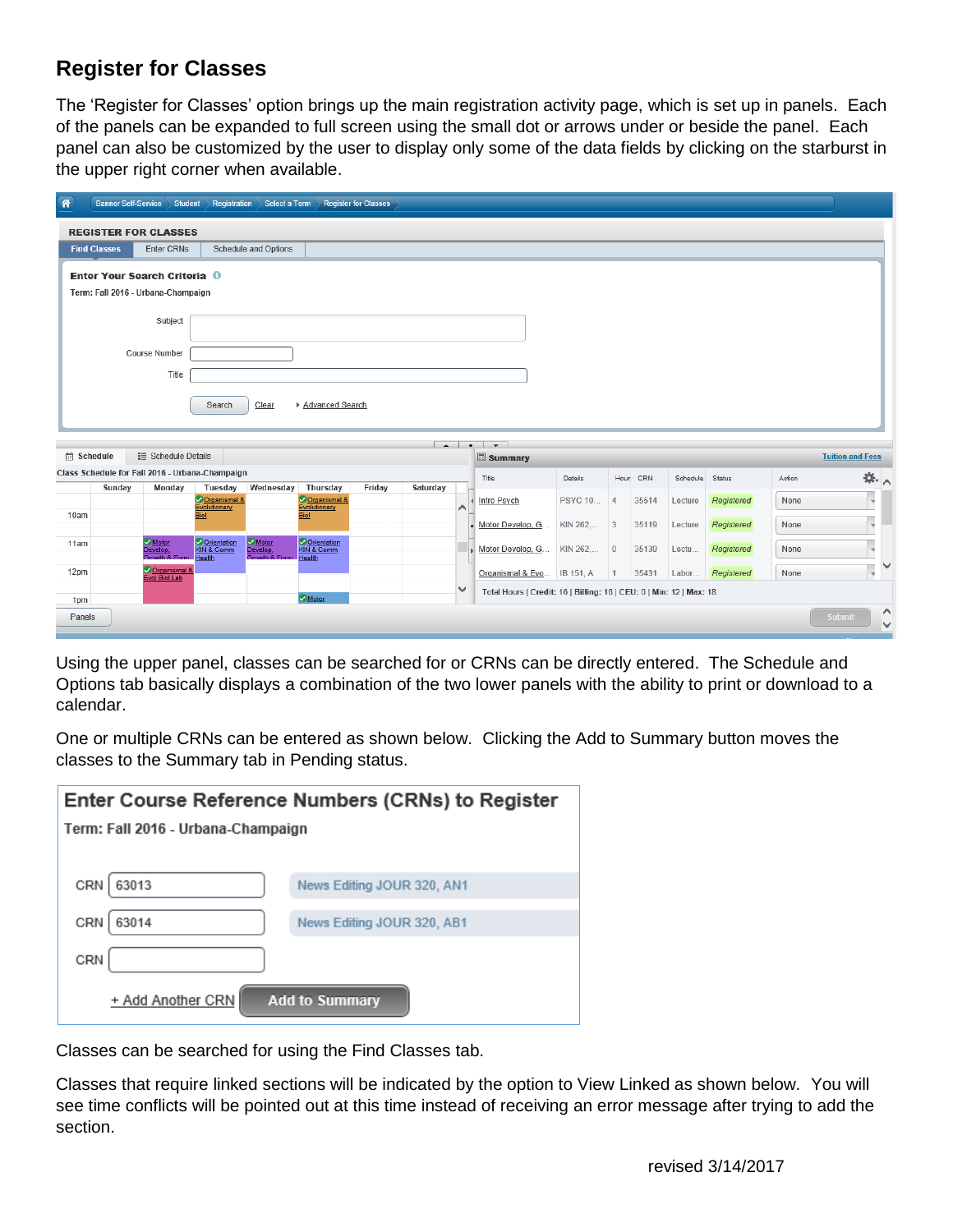## Register for Classes

The 'Register for Classes' option brings up the main registration activity page, which is set up in panels. Each of the panels can be expanded to full screen using the small dot or arrows under or beside the panel. Each panel can also be customized by the user to display only some of the data fields by clicking on the starburst in the upper right corner when available.

Using the upper panel, classes can be searched for or CRNs can be directly entered. The Schedule and Options tab basically displays a combination of the two lower panels with the ability to print or download to a calendar.

One or multiple CRNs can be entered as shown below. Clicking the Add to Summary button moves the classes to the Summary tab in Pending status.

Classes can be searched for using the Find Classes tab.

Classes that require linked sections will be indicated by the option to View Linked as shown below. You will see time conflicts will be pointed out at this time instead of receiving an error message after trying to add the section.

revised 3/14/2017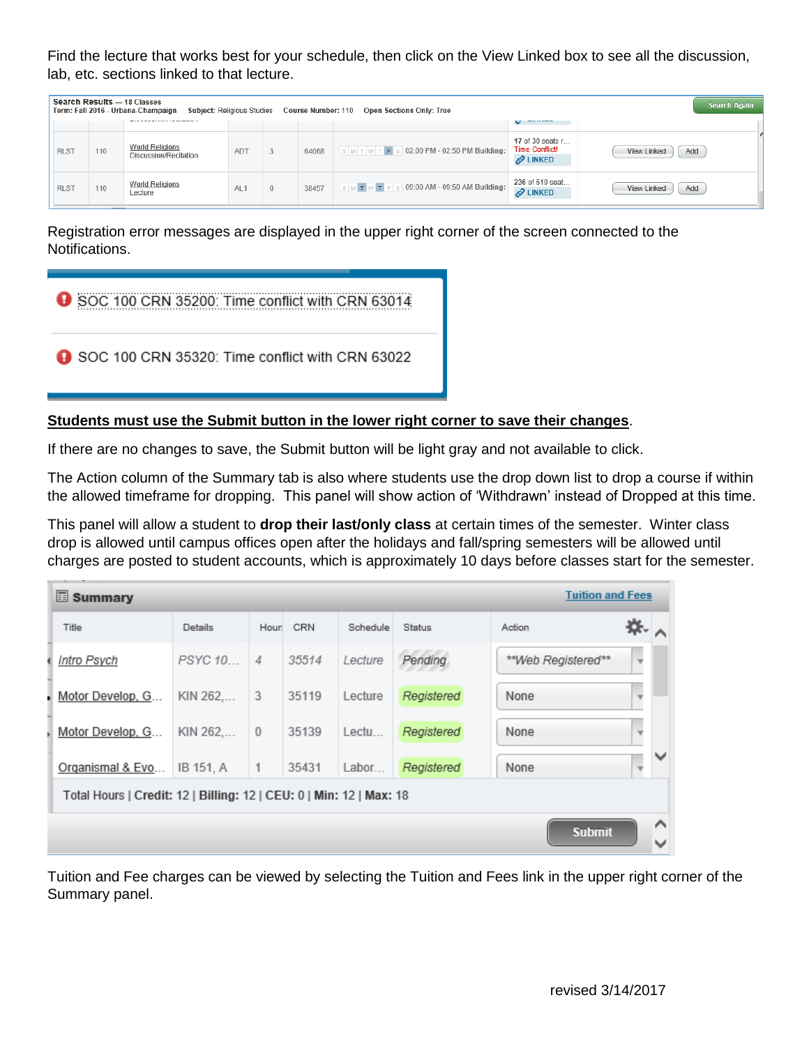Find the lecture that works best for your schedule, then click on the View Linked box to see all the discussion, lab, etc. sections linked to that lecture.

Search Results — 18 Classes
Term: Fall 2016 - Urbana-Champaign  Subject: Religious Studies  Course Number: 110  Open Sections Only: True  Search Again

| | | | | | | | | | |
|---|---|---|---|---|---|---|---|---|---|
| RLST | 110 | World Religions Discussion/Recitation | ADT | 3 | 64068 | S M T W T F S 02:00 PM - 02:50 PM Building: | 17 of 30 seats r... Time Conflict! LINKED | View Linked | Add |
| RLST | 110 | World Religions Lecture | AL1 | 0 | 38457 | S M T W T F S 09:00 AM - 09:50 AM Building: | 236 of 510 seat... LINKED | View Linked | Add |

Registration error messages are displayed in the upper right corner of the screen connected to the Notifications.

SOC 100 CRN 35200: Time conflict with CRN 63014

SOC 100 CRN 35320: Time conflict with CRN 63022

**Students must use the Submit button in the lower right corner to save their changes**.

If there are no changes to save, the Submit button will be light gray and not available to click.

The Action column of the Summary tab is also where students use the drop down list to drop a course if within the allowed timeframe for dropping. This panel will show action of 'Withdrawn' instead of Dropped at this time.

This panel will allow a student to **drop their last/only class** at certain times of the semester. Winter class drop is allowed until campus offices open after the holidays and fall/spring semesters will be allowed until charges are posted to student accounts, which is approximately 10 days before classes start for the semester.

**Summary** — Tuition and Fees

| Title | Details | Hour | CRN | Schedule | Status | Action |
|---|---|---|---|---|---|---|
| Intro Psych | PSYC 10... | 4 | 35514 | Lecture | Pending | **Web Registered** |
| Motor Develop, G... | KIN 262,... | 3 | 35119 | Lecture | Registered | None |
| Motor Develop, G... | KIN 262,... | 0 | 35139 | Lectu... | Registered | None |
| Organismal & Evo... | IB 151, A | 1 | 35431 | Labor... | Registered | None |

Total Hours | Credit: 12 | Billing: 12 | CEU: 0 | Min: 12 | Max: 18

Submit

Tuition and Fee charges can be viewed by selecting the Tuition and Fees link in the upper right corner of the Summary panel.

revised 3/14/2017